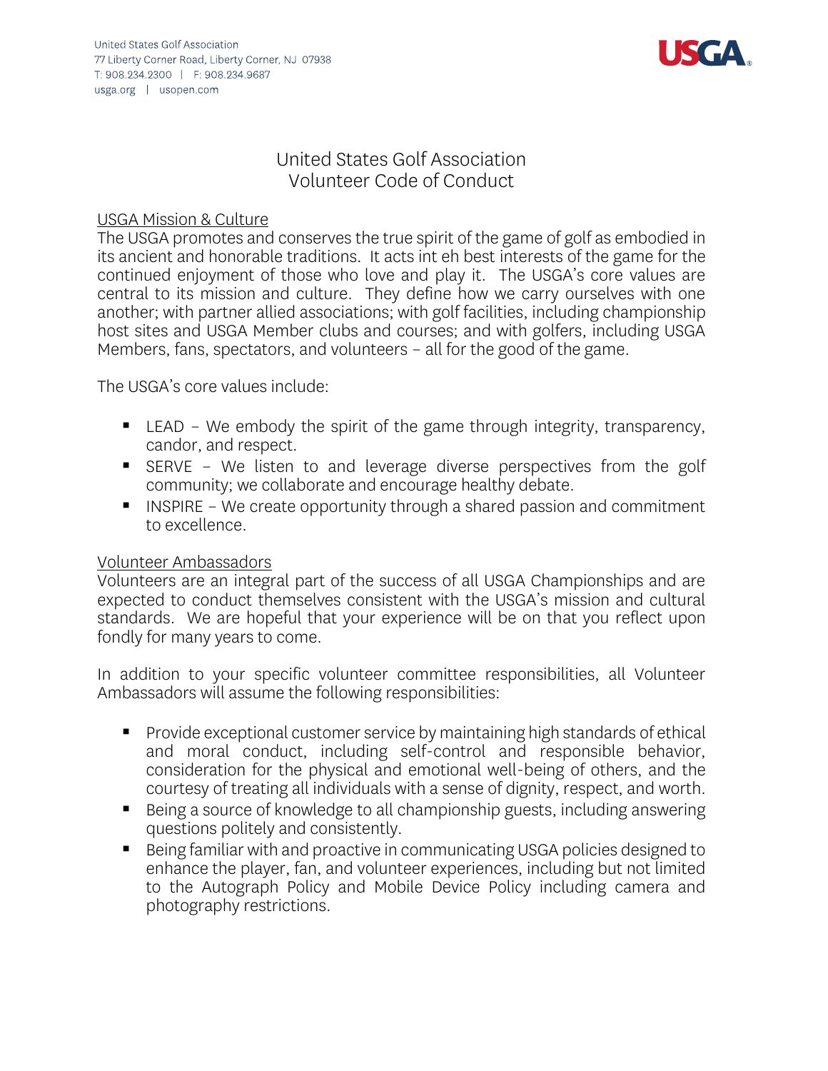United States Golf Association
77 Liberty Corner Road, Liberty Corner, NJ 07938
T: 908.234.2300 | F: 908.234.9687
usga.org | usopen.com

# United States Golf Association
# Volunteer Code of Conduct

## USGA Mission & Culture

The USGA promotes and conserves the true spirit of the game of golf as embodied in its ancient and honorable traditions. It acts int eh best interests of the game for the continued enjoyment of those who love and play it. The USGA's core values are central to its mission and culture. They define how we carry ourselves with one another; with partner allied associations; with golf facilities, including championship host sites and USGA Member clubs and courses; and with golfers, including USGA Members, fans, spectators, and volunteers – all for the good of the game.

The USGA's core values include:

- LEAD – We embody the spirit of the game through integrity, transparency, candor, and respect.
- SERVE – We listen to and leverage diverse perspectives from the golf community; we collaborate and encourage healthy debate.
- INSPIRE – We create opportunity through a shared passion and commitment to excellence.

## Volunteer Ambassadors

Volunteers are an integral part of the success of all USGA Championships and are expected to conduct themselves consistent with the USGA's mission and cultural standards. We are hopeful that your experience will be on that you reflect upon fondly for many years to come.

In addition to your specific volunteer committee responsibilities, all Volunteer Ambassadors will assume the following responsibilities:

- Provide exceptional customer service by maintaining high standards of ethical and moral conduct, including self-control and responsible behavior, consideration for the physical and emotional well-being of others, and the courtesy of treating all individuals with a sense of dignity, respect, and worth.
- Being a source of knowledge to all championship guests, including answering questions politely and consistently.
- Being familiar with and proactive in communicating USGA policies designed to enhance the player, fan, and volunteer experiences, including but not limited to the Autograph Policy and Mobile Device Policy including camera and photography restrictions.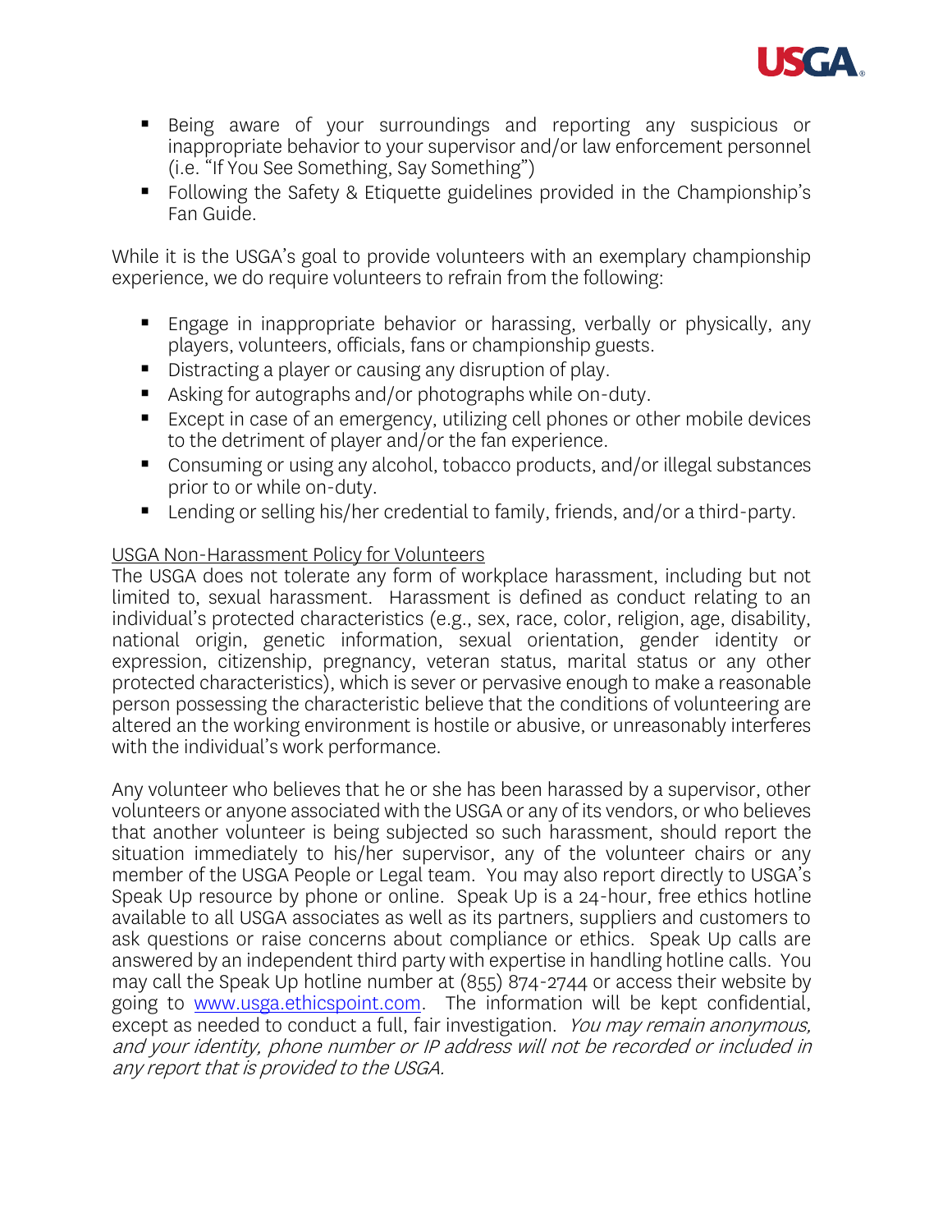- Being aware of your surroundings and reporting any suspicious or inappropriate behavior to your supervisor and/or law enforcement personnel (i.e. "If You See Something, Say Something")
- Following the Safety & Etiquette guidelines provided in the Championship's Fan Guide.

While it is the USGA's goal to provide volunteers with an exemplary championship experience, we do require volunteers to refrain from the following:

- Engage in inappropriate behavior or harassing, verbally or physically, any players, volunteers, officials, fans or championship guests.
- Distracting a player or causing any disruption of play.
- Asking for autographs and/or photographs while on-duty.
- Except in case of an emergency, utilizing cell phones or other mobile devices to the detriment of player and/or the fan experience.
- Consuming or using any alcohol, tobacco products, and/or illegal substances prior to or while on-duty.
- Lending or selling his/her credential to family, friends, and/or a third-party.

<u>USGA Non-Harassment Policy for Volunteers</u>

The USGA does not tolerate any form of workplace harassment, including but not limited to, sexual harassment. Harassment is defined as conduct relating to an individual's protected characteristics (e.g., sex, race, color, religion, age, disability, national origin, genetic information, sexual orientation, gender identity or expression, citizenship, pregnancy, veteran status, marital status or any other protected characteristics), which is sever or pervasive enough to make a reasonable person possessing the characteristic believe that the conditions of volunteering are altered an the working environment is hostile or abusive, or unreasonably interferes with the individual's work performance.

Any volunteer who believes that he or she has been harassed by a supervisor, other volunteers or anyone associated with the USGA or any of its vendors, or who believes that another volunteer is being subjected so such harassment, should report the situation immediately to his/her supervisor, any of the volunteer chairs or any member of the USGA People or Legal team. You may also report directly to USGA's Speak Up resource by phone or online. Speak Up is a 24-hour, free ethics hotline available to all USGA associates as well as its partners, suppliers and customers to ask questions or raise concerns about compliance or ethics. Speak Up calls are answered by an independent third party with expertise in handling hotline calls. You may call the Speak Up hotline number at (855) 874-2744 or access their website by going to [www.usga.ethicspoint.com](http://www.usga.ethicspoint.com). The information will be kept confidential, except as needed to conduct a full, fair investigation. *You may remain anonymous, and your identity, phone number or IP address will not be recorded or included in any report that is provided to the USGA.*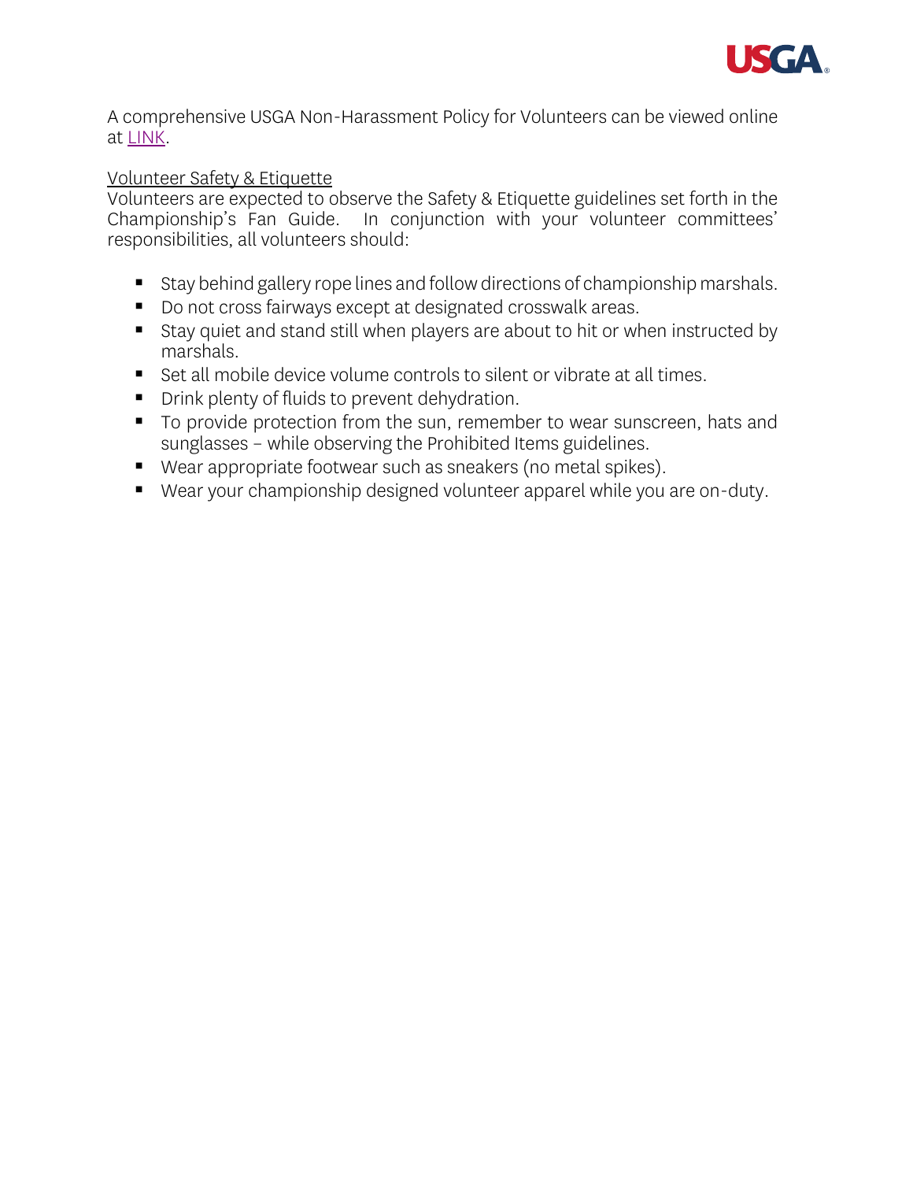A comprehensive USGA Non-Harassment Policy for Volunteers can be viewed online at LINK.

Volunteer Safety & Etiquette

Volunteers are expected to observe the Safety & Etiquette guidelines set forth in the Championship's Fan Guide. In conjunction with your volunteer committees' responsibilities, all volunteers should:

- Stay behind gallery rope lines and follow directions of championship marshals.
- Do not cross fairways except at designated crosswalk areas.
- Stay quiet and stand still when players are about to hit or when instructed by marshals.
- Set all mobile device volume controls to silent or vibrate at all times.
- Drink plenty of fluids to prevent dehydration.
- To provide protection from the sun, remember to wear sunscreen, hats and sunglasses – while observing the Prohibited Items guidelines.
- Wear appropriate footwear such as sneakers (no metal spikes).
- Wear your championship designed volunteer apparel while you are on-duty.